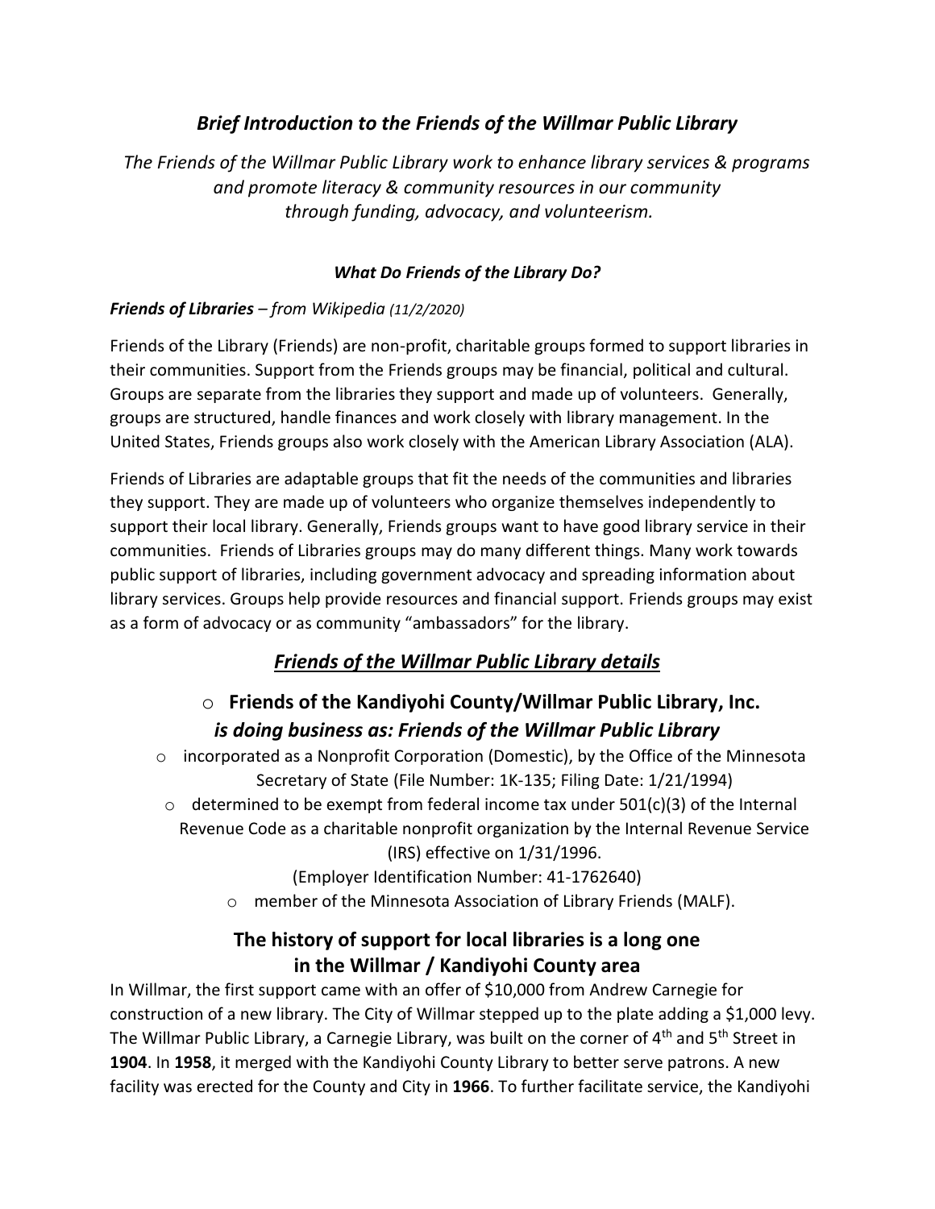## *Brief Introduction to the Friends of the Willmar Public Library*

*The Friends of the Willmar Public Library work to enhance library services & programs and promote literacy & community resources in our community through funding, advocacy, and volunteerism.*

### *What Do Friends of the Library Do?*

***Friends of Libraries*** *– from Wikipedia (11/2/2020)*

Friends of the Library (Friends) are non-profit, charitable groups formed to support libraries in their communities. Support from the Friends groups may be financial, political and cultural. Groups are separate from the libraries they support and made up of volunteers. Generally, groups are structured, handle finances and work closely with library management. In the United States, Friends groups also work closely with the American Library Association (ALA).

Friends of Libraries are adaptable groups that fit the needs of the communities and libraries they support. They are made up of volunteers who organize themselves independently to support their local library. Generally, Friends groups want to have good library service in their communities. Friends of Libraries groups may do many different things. Many work towards public support of libraries, including government advocacy and spreading information about library services. Groups help provide resources and financial support. Friends groups may exist as a form of advocacy or as community "ambassadors" for the library.

## *Friends of the Willmar Public Library details*

- **Friends of the Kandiyohi County/Willmar Public Library, Inc.**
  ***is doing business as: Friends of the Willmar Public Library***
- incorporated as a Nonprofit Corporation (Domestic), by the Office of the Minnesota Secretary of State (File Number: 1K-135; Filing Date: 1/21/1994)
- determined to be exempt from federal income tax under 501(c)(3) of the Internal Revenue Code as a charitable nonprofit organization by the Internal Revenue Service (IRS) effective on 1/31/1996.
  (Employer Identification Number: 41-1762640)
- member of the Minnesota Association of Library Friends (MALF).

### The history of support for local libraries is a long one in the Willmar / Kandiyohi County area

In Willmar, the first support came with an offer of $10,000 from Andrew Carnegie for construction of a new library. The City of Willmar stepped up to the plate adding a $1,000 levy. The Willmar Public Library, a Carnegie Library, was built on the corner of 4th and 5th Street in **1904**. In **1958**, it merged with the Kandiyohi County Library to better serve patrons. A new facility was erected for the County and City in **1966**. To further facilitate service, the Kandiyohi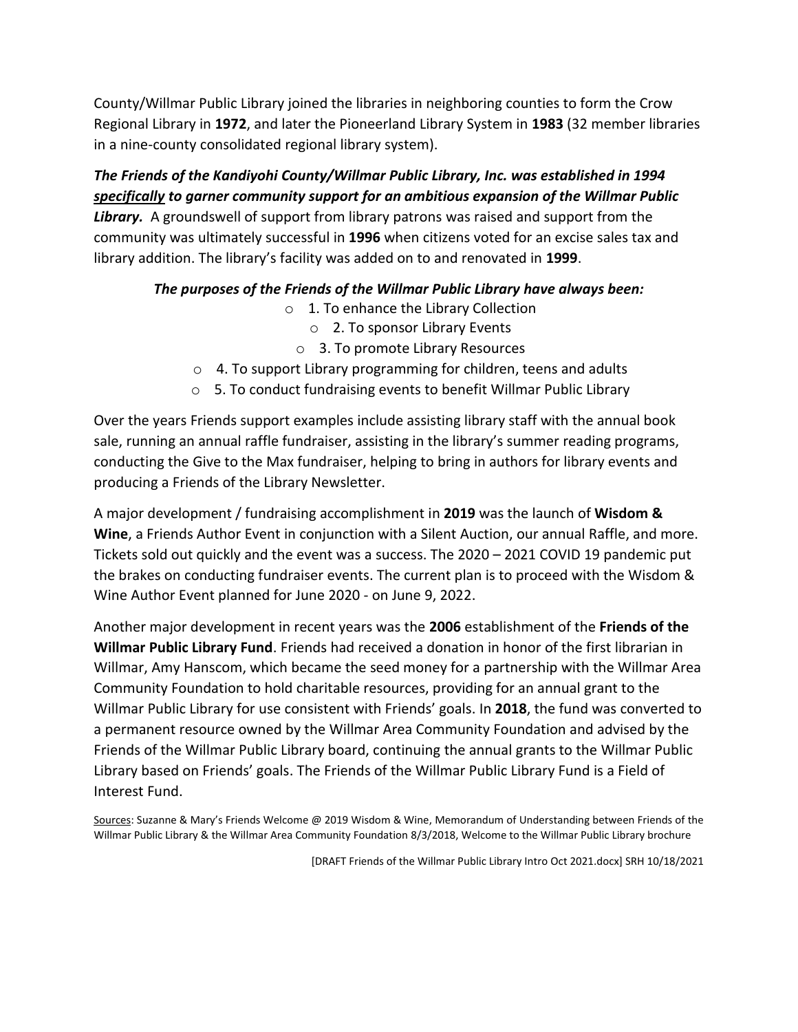County/Willmar Public Library joined the libraries in neighboring counties to form the Crow Regional Library in **1972**, and later the Pioneerland Library System in **1983** (32 member libraries in a nine-county consolidated regional library system).

***The Friends of the Kandiyohi County/Willmar Public Library, Inc. was established in 1994 <u>specifically</u> to garner community support for an ambitious expansion of the Willmar Public Library.*** A groundswell of support from library patrons was raised and support from the community was ultimately successful in **1996** when citizens voted for an excise sales tax and library addition. The library's facility was added on to and renovated in **1999**.

***The purposes of the Friends of the Willmar Public Library have always been:***

- 1. To enhance the Library Collection
- 2. To sponsor Library Events
- 3. To promote Library Resources
- 4. To support Library programming for children, teens and adults
- 5. To conduct fundraising events to benefit Willmar Public Library

Over the years Friends support examples include assisting library staff with the annual book sale, running an annual raffle fundraiser, assisting in the library's summer reading programs, conducting the Give to the Max fundraiser, helping to bring in authors for library events and producing a Friends of the Library Newsletter.

A major development / fundraising accomplishment in **2019** was the launch of **Wisdom & Wine**, a Friends Author Event in conjunction with a Silent Auction, our annual Raffle, and more. Tickets sold out quickly and the event was a success. The 2020 – 2021 COVID 19 pandemic put the brakes on conducting fundraiser events. The current plan is to proceed with the Wisdom & Wine Author Event planned for June 2020 - on June 9, 2022.

Another major development in recent years was the **2006** establishment of the **Friends of the Willmar Public Library Fund**. Friends had received a donation in honor of the first librarian in Willmar, Amy Hanscom, which became the seed money for a partnership with the Willmar Area Community Foundation to hold charitable resources, providing for an annual grant to the Willmar Public Library for use consistent with Friends' goals. In **2018**, the fund was converted to a permanent resource owned by the Willmar Area Community Foundation and advised by the Friends of the Willmar Public Library board, continuing the annual grants to the Willmar Public Library based on Friends' goals. The Friends of the Willmar Public Library Fund is a Field of Interest Fund.

<u>Sources</u>: Suzanne & Mary's Friends Welcome @ 2019 Wisdom & Wine, Memorandum of Understanding between Friends of the Willmar Public Library & the Willmar Area Community Foundation 8/3/2018, Welcome to the Willmar Public Library brochure

[DRAFT Friends of the Willmar Public Library Intro Oct 2021.docx] SRH 10/18/2021